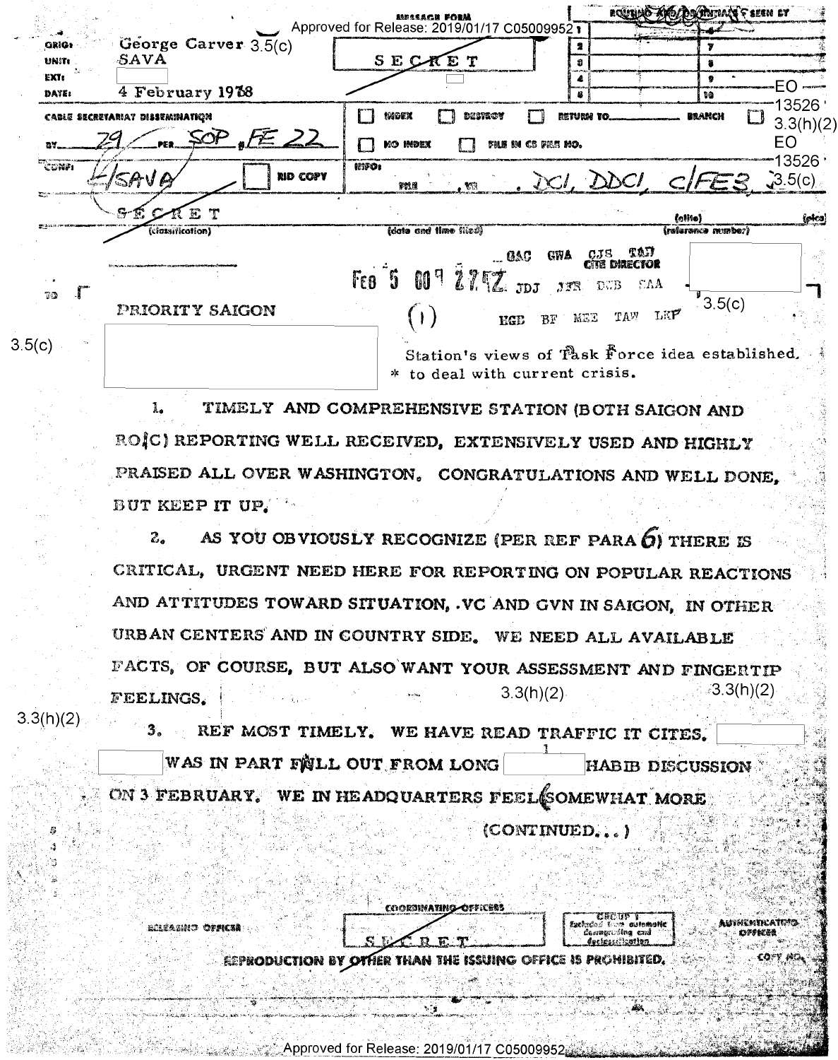Approved for Release: 2019/01/17 C05009952

MESSAGE FORM

SECRET

ORIG: George Carver 3.5(c)
UNIT: SAVA
EXT:
DATE: 4 February 1968

CABLE SECRETARIAT DISSEMINATION

BY 79 PER SOP # FE 22

CONF: C/SAVA

RID COPY

INDEX / DESTROY / RETURN TO ______ BRANCH

NO INDEX / FILE IN CS FILE NO.

INFO: FILE, VR, DCI, DDCI, C/FE3

EO 13526 3.3(h)(2)
EO 13526 3.5(c)

SECRET
(classification)

(date and time filed)

(elite) (reference number)

OAC GWA CJS TAD
CITE DIRECTOR

FEB 5 00 27 Z JDJ JFR DCB SAA

EGD BF MEE TAW LKP

3.5(c)

TO PRIORITY SAIGON

(1)

3.5(c)

Station's views of Task Force idea established,
* to deal with current crisis.

1. TIMELY AND COMPREHENSIVE STATION (BOTH SAIGON AND RO(C) REPORTING WELL RECEIVED, EXTENSIVELY USED AND HIGHLY PRAISED ALL OVER WASHINGTON. CONGRATULATIONS AND WELL DONE, BUT KEEP IT UP.

2. AS YOU OBVIOUSLY RECOGNIZE (PER REF PARA 6) THERE IS CRITICAL, URGENT NEED HERE FOR REPORTING ON POPULAR REACTIONS AND ATTITUDES TOWARD SITUATION, VC AND GVN IN SAIGON, IN OTHER URBAN CENTERS AND IN COUNTRY SIDE. WE NEED ALL AVAILABLE FACTS, OF COURSE, BUT ALSO WANT YOUR ASSESSMENT AND FINGERTIP FEELINGS.

3.3(h)(2) 3.3(h)(2) 3.3(h)(2)

3. REF MOST TIMELY. WE HAVE READ TRAFFIC IT CITES. [REDACTED] [REDACTED] WAS IN PART FALL OUT FROM LONG [REDACTED] HABIB DISCUSSION ON 3 FEBRUARY. WE IN HEADQUARTERS FEEL SOMEWHAT MORE

(CONTINUED...)

RELEASING OFFICER

COORDINATING OFFICERS

SECRET

GROUP 1
Excluded from automatic downgrading and declassification

AUTHENTICATING OFFICER

REPRODUCTION BY OTHER THAN THE ISSUING OFFICE IS PROHIBITED.

COPY NO.

Approved for Release: 2019/01/17 C05009952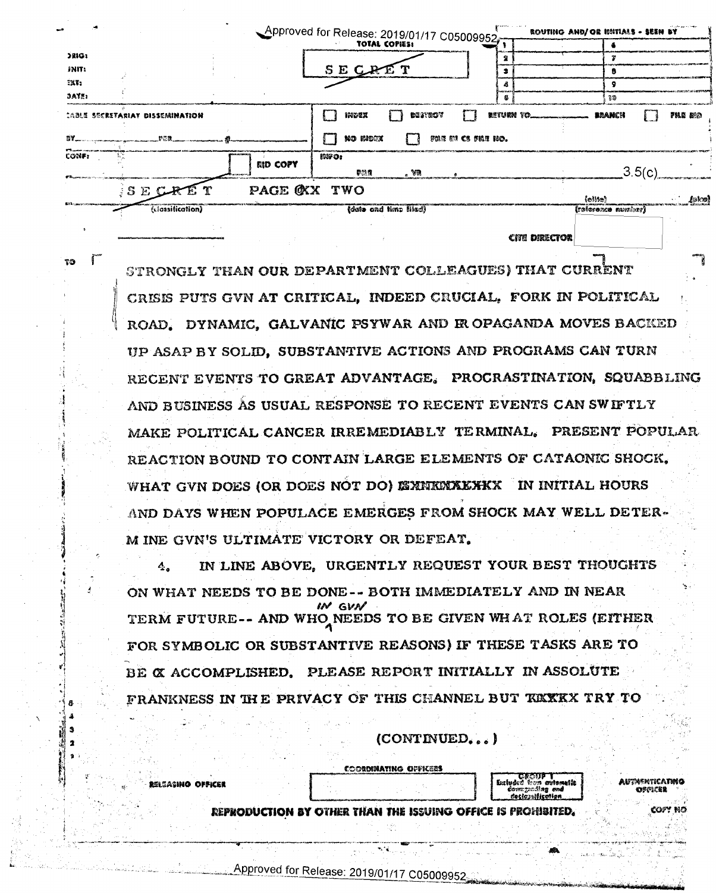SECRET PAGE TWO

CITE DIRECTOR

STRONGLY THAN OUR DEPARTMENT COLLEAGUES) THAT CURRENT CRISIS PUTS GVN AT CRITICAL, INDEED CRUCIAL, FORK IN POLITICAL ROAD. DYNAMIC, GALVANIC PSYWAR AND PROPAGANDA MOVES BACKED UP ASAP BY SOLID, SUBSTANTIVE ACTIONS AND PROGRAMS CAN TURN RECENT EVENTS TO GREAT ADVANTAGE. PROCRASTINATION, SQUABBLING AND BUSINESS AS USUAL RESPONSE TO RECENT EVENTS CAN SWIFTLY MAKE POLITICAL CANCER IRREMEDIABLY TERMINAL. PRESENT POPULAR REACTION BOUND TO CONTAIN LARGE ELEMENTS OF CATAONIC SHOCK. WHAT GVN DOES (OR DOES NOT DO) IN INITIAL HOURS AND DAYS WHEN POPULACE EMERGES FROM SHOCK MAY WELL DETERMINE GVN'S ULTIMATE VICTORY OR DEFEAT.

4. IN LINE ABOVE, URGENTLY REQUEST YOUR BEST THOUGHTS ON WHAT NEEDS TO BE DONE-- BOTH IMMEDIATELY AND IN NEAR TERM FUTURE-- AND WHO IN GVN NEEDS TO BE GIVEN WHAT ROLES (EITHER FOR SYMBOLIC OR SUBSTANTIVE REASONS) IF THESE TASKS ARE TO BE ACCOMPLISHED. PLEASE REPORT INITIALLY IN ABSOLUTE FRANKNESS IN THE PRIVACY OF THIS CHANNEL BUT TRY TO

(CONTINUED...)

SECRET

REPRODUCTION BY OTHER THAN THE ISSUING OFFICE IS PROHIBITED.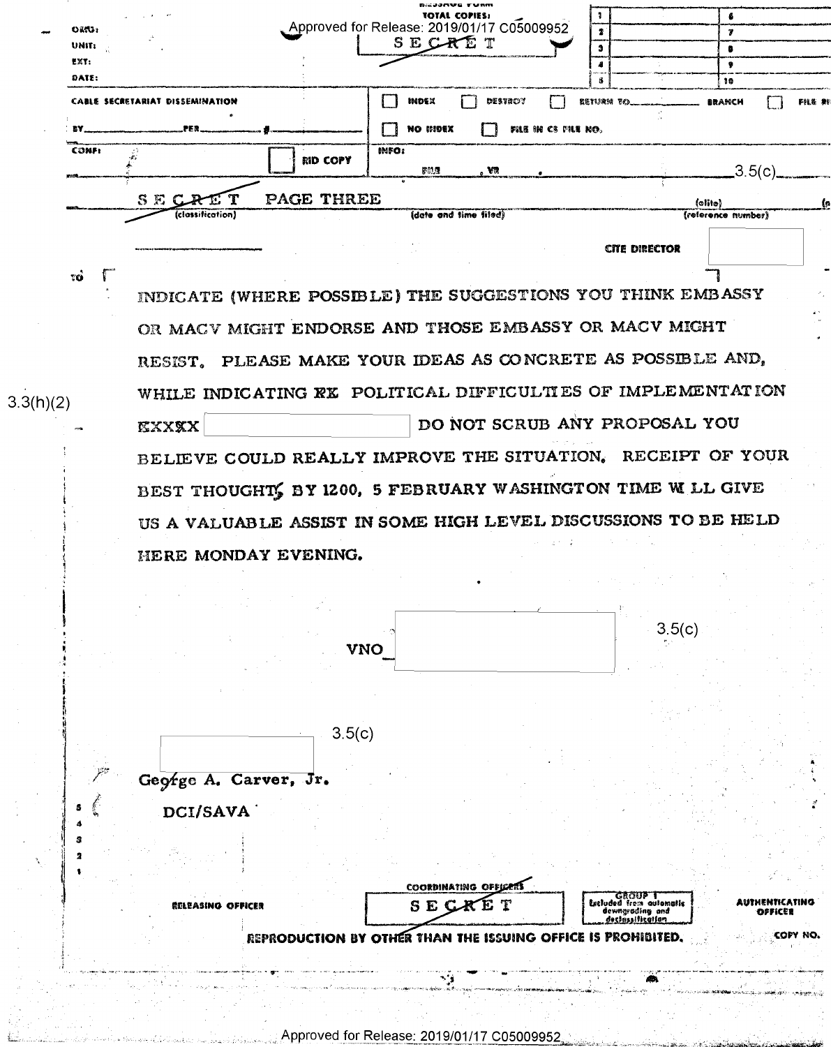SECRET PAGE THREE

CITE DIRECTOR

TO

INDICATE (WHERE POSSIBLE) THE SUGGESTIONS YOU THINK EMBASSY OR MACV MIGHT ENDORSE AND THOSE EMBASSY OR MACV MIGHT RESIST. PLEASE MAKE YOUR IDEAS AS CONCRETE AS POSSIBLE AND, WHILE INDICATING RK POLITICAL DIFFICULTIES OF IMPLEMENTATION EXXXX [3.3(h)(2)] DO NOT SCRUB ANY PROPOSAL YOU BELIEVE COULD REALLY IMPROVE THE SITUATION. RECEIPT OF YOUR BEST THOUGHTS BY 1200, 5 FEBRUARY WASHINGTON TIME WILL GIVE US A VALUABLE ASSIST IN SOME HIGH LEVEL DISCUSSIONS TO BE HELD HERE MONDAY EVENING.

VNO [3.5(c)]

[3.5(c)]

George A. Carver, Jr.

DCI/SAVA

RELEASING OFFICER | COORDINATING OFFICERS | AUTHENTICATING OFFICER

SECRET

GROUP 1 Excluded from automatic downgrading and declassification

REPRODUCTION BY OTHER THAN THE ISSUING OFFICE IS PROHIBITED.

COPY NO.